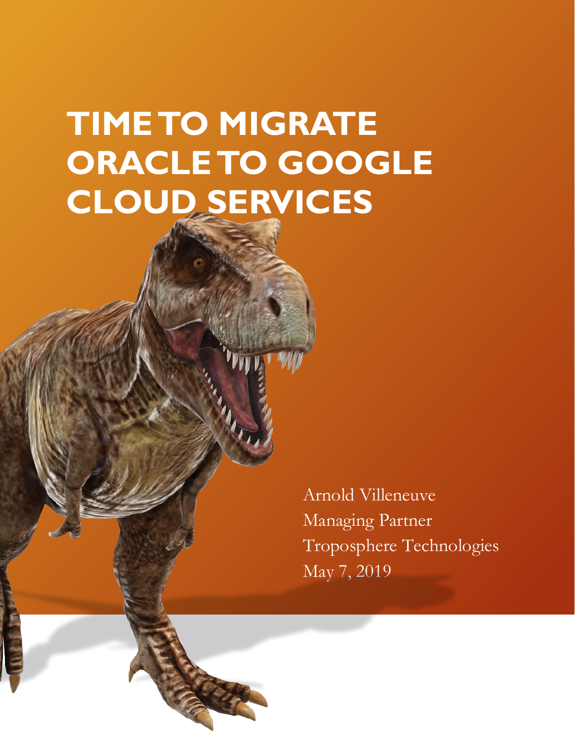# TIME TO MIGRATE ORACLE TO GOOGLE CLOUD SERVICES

Arnold Villeneuve
Managing Partner
Troposphere Technologies
May 7, 2019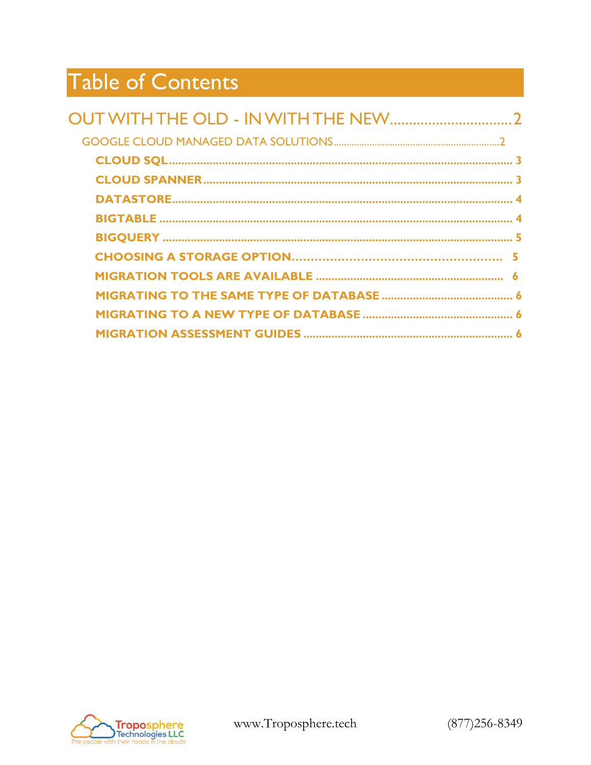# Table of Contents

OUT WITH THE OLD - IN WITH THE NEW................................2

GOOGLE CLOUD MANAGED DATA SOLUTIONS................................2

**CLOUD SQL................................3**

**CLOUD SPANNER................................3**

**DATASTORE................................4**

**BIGTABLE................................4**

**BIGQUERY................................5**

**CHOOSING A STORAGE OPTION................................5**

**MIGRATION TOOLS ARE AVAILABLE................................6**

**MIGRATING TO THE SAME TYPE OF DATABASE................................6**

**MIGRATING TO A NEW TYPE OF DATABASE................................6**

**MIGRATION ASSESSMENT GUIDES................................6**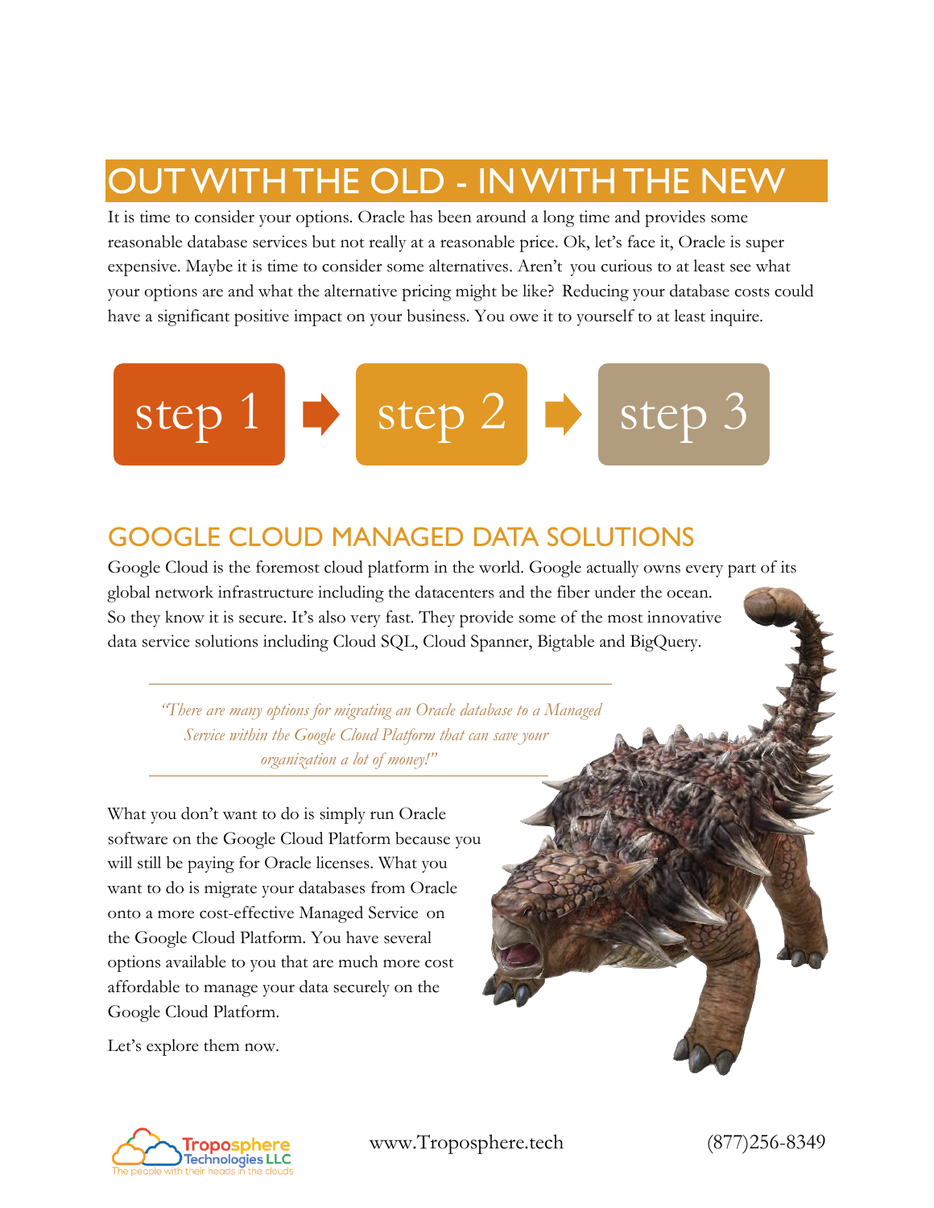# OUT WITH THE OLD - IN WITH THE NEW

It is time to consider your options. Oracle has been around a long time and provides some reasonable database services but not really at a reasonable price. Ok, let's face it, Oracle is super expensive. Maybe it is time to consider some alternatives. Aren't you curious to at least see what your options are and what the alternative pricing might be like? Reducing your database costs could have a significant positive impact on your business. You owe it to yourself to at least inquire.

step 1 → step 2 → step 3

## GOOGLE CLOUD MANAGED DATA SOLUTIONS

Google Cloud is the foremost cloud platform in the world. Google actually owns every part of its global network infrastructure including the datacenters and the fiber under the ocean. So they know it is secure. It's also very fast. They provide some of the most innovative data service solutions including Cloud SQL, Cloud Spanner, Bigtable and BigQuery.

> *"There are many options for migrating an Oracle database to a Managed Service within the Google Cloud Platform that can save your organization a lot of money!"*

What you don't want to do is simply run Oracle software on the Google Cloud Platform because you will still be paying for Oracle licenses. What you want to do is migrate your databases from Oracle onto a more cost-effective Managed Service on the Google Cloud Platform. You have several options available to you that are much more cost affordable to manage your data securely on the Google Cloud Platform.

Let's explore them now.

Troposphere Technologies LLC
The people with their heads in the clouds

www.Troposphere.tech

(877)256-8349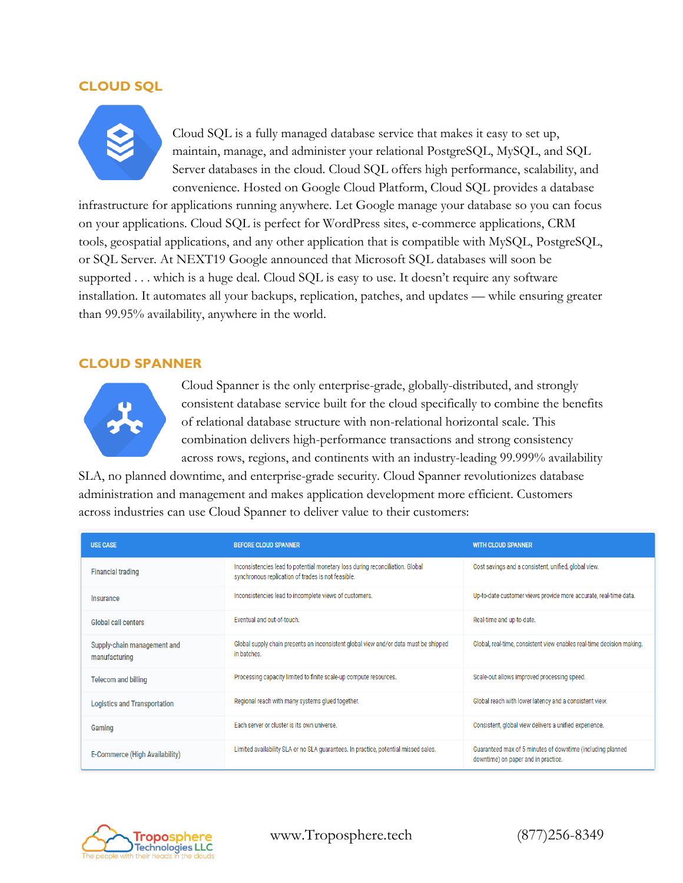## CLOUD SQL

Cloud SQL is a fully managed database service that makes it easy to set up, maintain, manage, and administer your relational PostgreSQL, MySQL, and SQL Server databases in the cloud. Cloud SQL offers high performance, scalability, and convenience. Hosted on Google Cloud Platform, Cloud SQL provides a database infrastructure for applications running anywhere. Let Google manage your database so you can focus on your applications. Cloud SQL is perfect for WordPress sites, e-commerce applications, CRM tools, geospatial applications, and any other application that is compatible with MySQL, PostgreSQL, or SQL Server. At NEXT19 Google announced that Microsoft SQL databases will soon be supported . . . which is a huge deal. Cloud SQL is easy to use. It doesn't require any software installation. It automates all your backups, replication, patches, and updates — while ensuring greater than 99.95% availability, anywhere in the world.

## CLOUD SPANNER

Cloud Spanner is the only enterprise-grade, globally-distributed, and strongly consistent database service built for the cloud specifically to combine the benefits of relational database structure with non-relational horizontal scale. This combination delivers high-performance transactions and strong consistency across rows, regions, and continents with an industry-leading 99.999% availability SLA, no planned downtime, and enterprise-grade security. Cloud Spanner revolutionizes database administration and management and makes application development more efficient. Customers across industries can use Cloud Spanner to deliver value to their customers:

| USE CASE | BEFORE CLOUD SPANNER | WITH CLOUD SPANNER |
|---|---|---|
| Financial trading | Inconsistencies lead to potential monetary loss during reconciliation. Global synchronous replication of trades is not feasible. | Cost savings and a consistent, unified, global view. |
| Insurance | Inconsistencies lead to incomplete views of customers. | Up-to-date customer views provide more accurate, real-time data. |
| Global call centers | Eventual and out-of-touch. | Real-time and up-to-date. |
| Supply-chain management and manufacturing | Global supply chain presents an inconsistent global view and/or data must be shipped in batches. | Global, real-time, consistent view enables real-time decision making. |
| Telecom and billing | Processing capacity limited to finite scale-up compute resources. | Scale-out allows improved processing speed. |
| Logistics and Transportation | Regional reach with many systems glued together. | Global reach with lower latency and a consistent view. |
| Gaming | Each server or cluster is its own universe. | Consistent, global view delivers a unified experience. |
| E-Commerce (High Availability) | Limited availability SLA or no SLA guarantees. In practice, potential missed sales. | Guaranteed max of 5 minutes of downtime (including planned downtime) on paper and in practice. |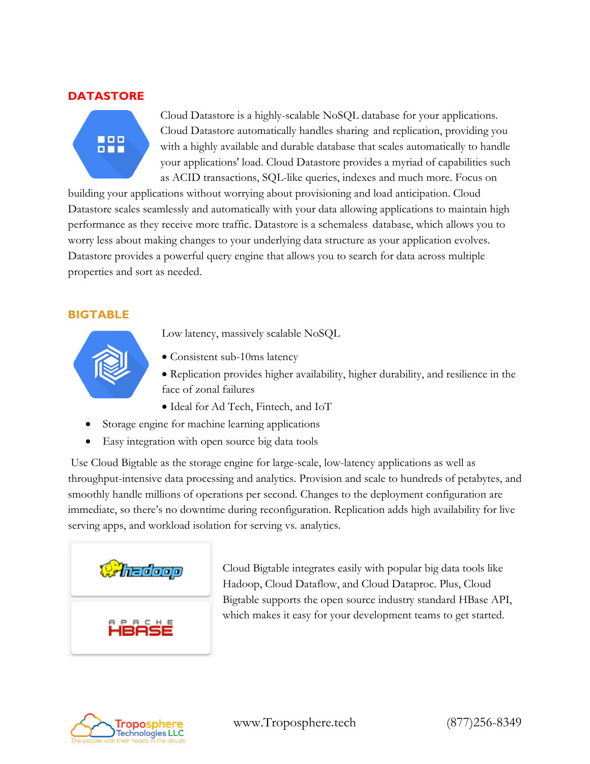## DATASTORE

Cloud Datastore is a highly-scalable NoSQL database for your applications. Cloud Datastore automatically handles sharing and replication, providing you with a highly available and durable database that scales automatically to handle your applications' load. Cloud Datastore provides a myriad of capabilities such as ACID transactions, SQL-like queries, indexes and much more. Focus on building your applications without worrying about provisioning and load anticipation. Cloud Datastore scales seamlessly and automatically with your data allowing applications to maintain high performance as they receive more traffic. Datastore is a schemaless database, which allows you to worry less about making changes to your underlying data structure as your application evolves. Datastore provides a powerful query engine that allows you to search for data across multiple properties and sort as needed.

## BIGTABLE

Low latency, massively scalable NoSQL

- Consistent sub-10ms latency
- Replication provides higher availability, higher durability, and resilience in the face of zonal failures
- Ideal for Ad Tech, Fintech, and IoT
- Storage engine for machine learning applications
- Easy integration with open source big data tools

Use Cloud Bigtable as the storage engine for large-scale, low-latency applications as well as throughput-intensive data processing and analytics. Provision and scale to hundreds of petabytes, and smoothly handle millions of operations per second. Changes to the deployment configuration are immediate, so there's no downtime during reconfiguration. Replication adds high availability for live serving apps, and workload isolation for serving vs. analytics.

Cloud Bigtable integrates easily with popular big data tools like Hadoop, Cloud Dataflow, and Cloud Dataproc. Plus, Cloud Bigtable supports the open source industry standard HBase API, which makes it easy for your development teams to get started.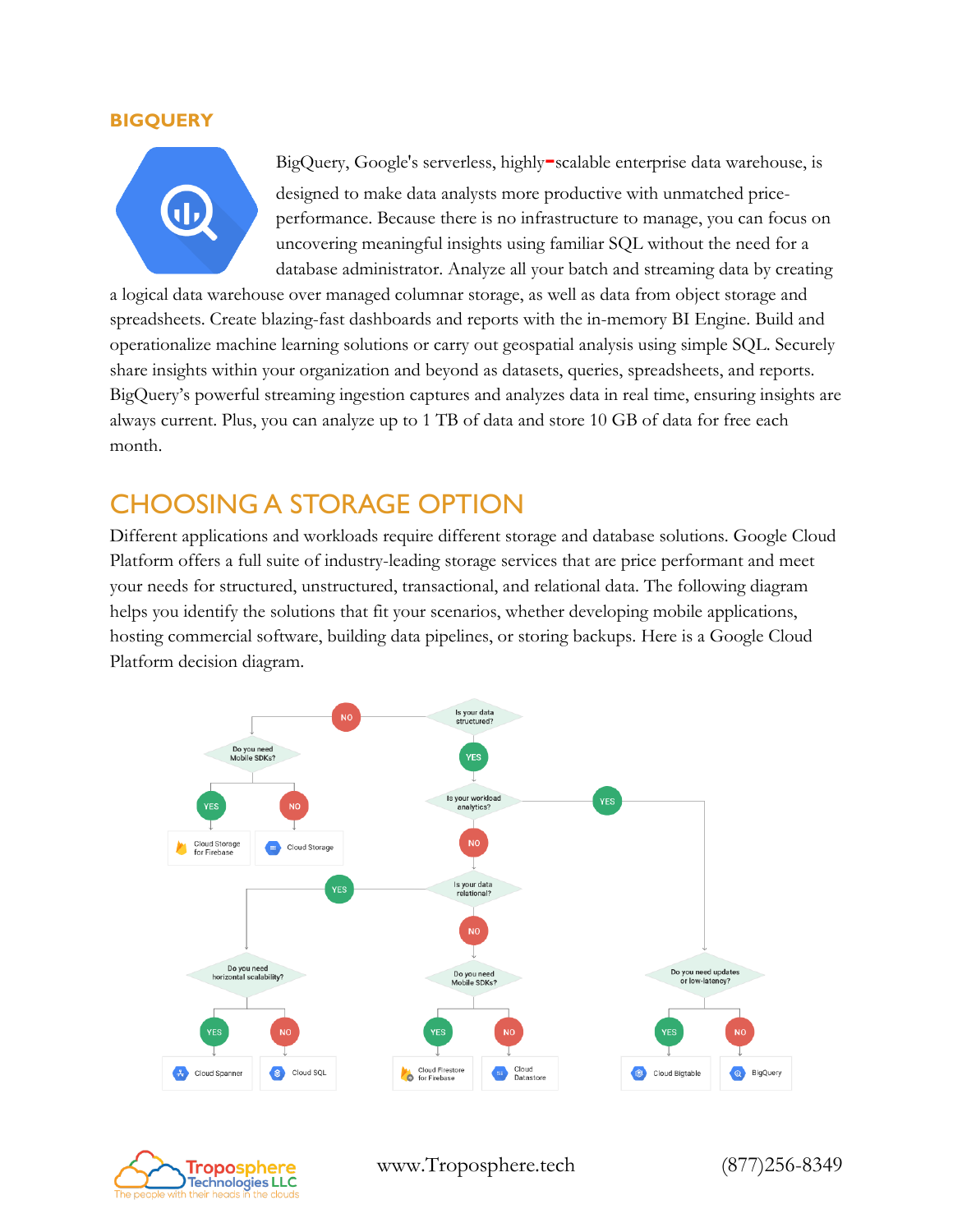## BIGQUERY

BigQuery, Google's serverless, highly-scalable enterprise data warehouse, is designed to make data analysts more productive with unmatched price-performance. Because there is no infrastructure to manage, you can focus on uncovering meaningful insights using familiar SQL without the need for a database administrator. Analyze all your batch and streaming data by creating a logical data warehouse over managed columnar storage, as well as data from object storage and spreadsheets. Create blazing-fast dashboards and reports with the in-memory BI Engine. Build and operationalize machine learning solutions or carry out geospatial analysis using simple SQL. Securely share insights within your organization and beyond as datasets, queries, spreadsheets, and reports. BigQuery's powerful streaming ingestion captures and analyzes data in real time, ensuring insights are always current. Plus, you can analyze up to 1 TB of data and store 10 GB of data for free each month.

# CHOOSING A STORAGE OPTION

Different applications and workloads require different storage and database solutions. Google Cloud Platform offers a full suite of industry-leading storage services that are price performant and meet your needs for structured, unstructured, transactional, and relational data. The following diagram helps you identify the solutions that fit your scenarios, whether developing mobile applications, hosting commercial software, building data pipelines, or storing backups. Here is a Google Cloud Platform decision diagram.

Is your data structured?
NO
Do you need Mobile SDKs?
YES
Cloud Storage for Firebase
NO
Cloud Storage
YES
Is your workload analytics?
YES
Do you need updates or low-latency?
YES
Cloud Bigtable
NO
BigQuery
NO
Is your data relational?
YES
Do you need horizontal scalability?
YES
Cloud Spanner
NO
Cloud SQL
NO
Do you need Mobile SDKs?
YES
Cloud Firestore for Firebase
NO
Cloud Datastore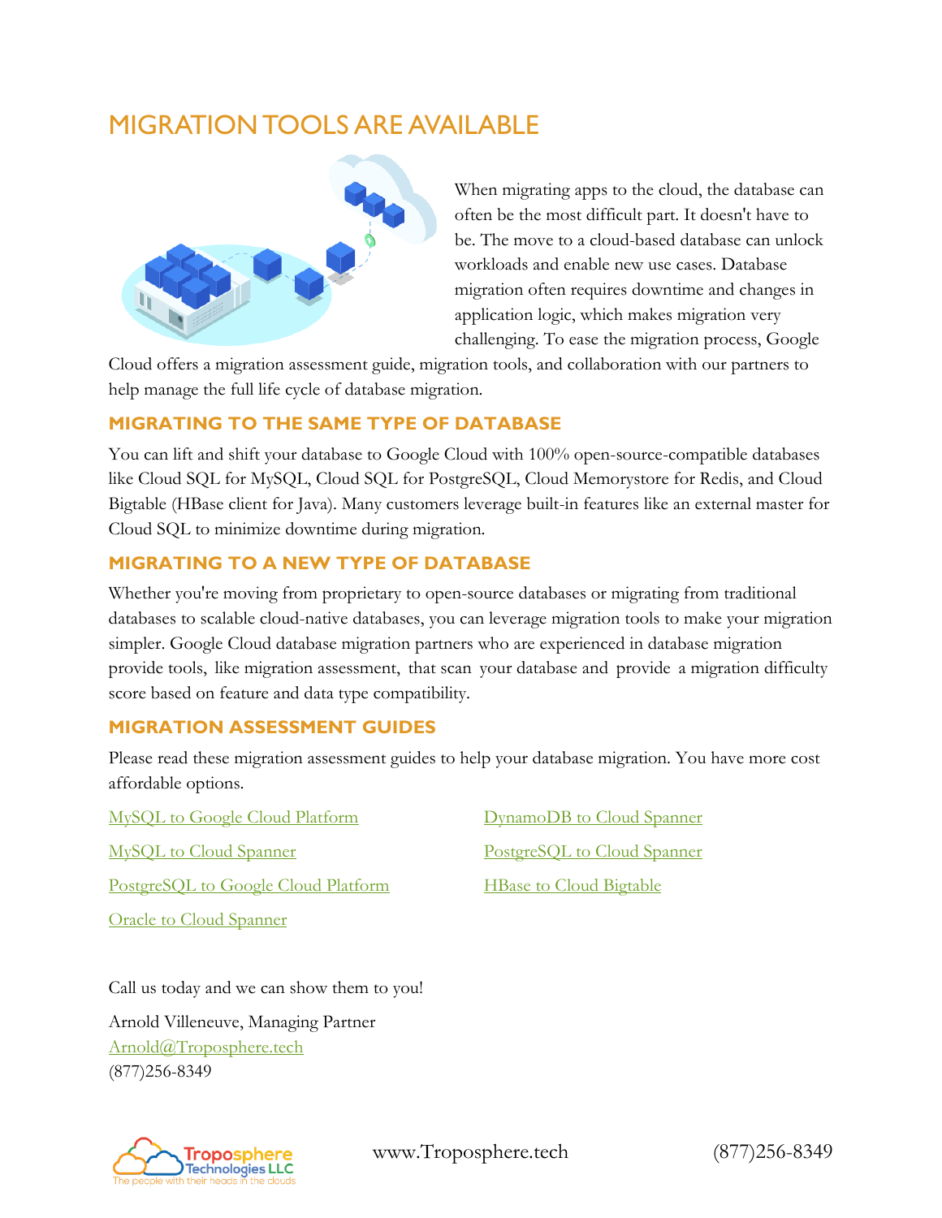# MIGRATION TOOLS ARE AVAILABLE

When migrating apps to the cloud, the database can often be the most difficult part. It doesn't have to be. The move to a cloud-based database can unlock workloads and enable new use cases. Database migration often requires downtime and changes in application logic, which makes migration very challenging. To ease the migration process, Google Cloud offers a migration assessment guide, migration tools, and collaboration with our partners to help manage the full life cycle of database migration.

## MIGRATING TO THE SAME TYPE OF DATABASE

You can lift and shift your database to Google Cloud with 100% open-source-compatible databases like Cloud SQL for MySQL, Cloud SQL for PostgreSQL, Cloud Memorystore for Redis, and Cloud Bigtable (HBase client for Java). Many customers leverage built-in features like an external master for Cloud SQL to minimize downtime during migration.

## MIGRATING TO A NEW TYPE OF DATABASE

Whether you're moving from proprietary to open-source databases or migrating from traditional databases to scalable cloud-native databases, you can leverage migration tools to make your migration simpler. Google Cloud database migration partners who are experienced in database migration provide tools, like migration assessment, that scan your database and provide a migration difficulty score based on feature and data type compatibility.

## MIGRATION ASSESSMENT GUIDES

Please read these migration assessment guides to help your database migration. You have more cost affordable options.

- MySQL to Google Cloud Platform
- MySQL to Cloud Spanner
- PostgreSQL to Google Cloud Platform
- Oracle to Cloud Spanner
- DynamoDB to Cloud Spanner
- PostgreSQL to Cloud Spanner
- HBase to Cloud Bigtable

Call us today and we can show them to you!

Arnold Villeneuve, Managing Partner
Arnold@Troposphere.tech
(877)256-8349

Troposphere Technologies LLC
The people with their heads in the clouds

www.Troposphere.tech (877)256-8349